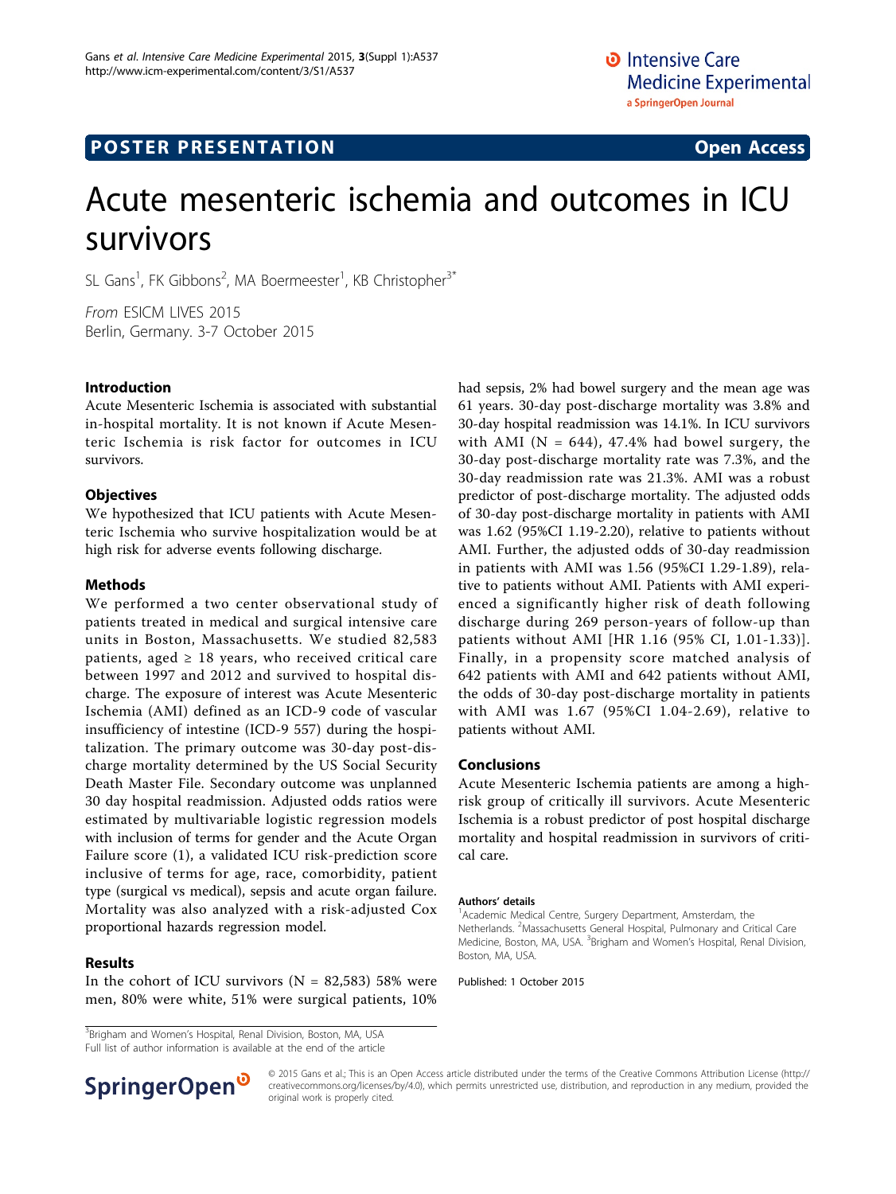POSTER PRESENTATION Open Access

# Acute mesenteric ischemia and outcomes in ICU survivors

SL Gans[1], FK Gibbons[2], MA Boermeester[1], KB Christopher[3*]

*From* ESICM LIVES 2015
Berlin, Germany. 3-7 October 2015

## Introduction

Acute Mesenteric Ischemia is associated with substantial in-hospital mortality. It is not known if Acute Mesenteric Ischemia is risk factor for outcomes in ICU survivors.

## Objectives

We hypothesized that ICU patients with Acute Mesenteric Ischemia who survive hospitalization would be at high risk for adverse events following discharge.

## Methods

We performed a two center observational study of patients treated in medical and surgical intensive care units in Boston, Massachusetts. We studied 82,583 patients, aged ≥ 18 years, who received critical care between 1997 and 2012 and survived to hospital discharge. The exposure of interest was Acute Mesenteric Ischemia (AMI) defined as an ICD-9 code of vascular insufficiency of intestine (ICD-9 557) during the hospitalization. The primary outcome was 30-day post-discharge mortality determined by the US Social Security Death Master File. Secondary outcome was unplanned 30 day hospital readmission. Adjusted odds ratios were estimated by multivariable logistic regression models with inclusion of terms for gender and the Acute Organ Failure score (1), a validated ICU risk-prediction score inclusive of terms for age, race, comorbidity, patient type (surgical vs medical), sepsis and acute organ failure. Mortality was also analyzed with a risk-adjusted Cox proportional hazards regression model.

## Results

In the cohort of ICU survivors (N = 82,583) 58% were men, 80% were white, 51% were surgical patients, 10% had sepsis, 2% had bowel surgery and the mean age was 61 years. 30-day post-discharge mortality was 3.8% and 30-day hospital readmission was 14.1%. In ICU survivors with AMI (N = 644), 47.4% had bowel surgery, the 30-day post-discharge mortality rate was 7.3%, and the 30-day readmission rate was 21.3%. AMI was a robust predictor of post-discharge mortality. The adjusted odds of 30-day post-discharge mortality in patients with AMI was 1.62 (95%CI 1.19-2.20), relative to patients without AMI. Further, the adjusted odds of 30-day readmission in patients with AMI was 1.56 (95%CI 1.29-1.89), relative to patients without AMI. Patients with AMI experienced a significantly higher risk of death following discharge during 269 person-years of follow-up than patients without AMI [HR 1.16 (95% CI, 1.01-1.33)]. Finally, in a propensity score matched analysis of 642 patients with AMI and 642 patients without AMI, the odds of 30-day post-discharge mortality in patients with AMI was 1.67 (95%CI 1.04-2.69), relative to patients without AMI.

## Conclusions

Acute Mesenteric Ischemia patients are among a high-risk group of critically ill survivors. Acute Mesenteric Ischemia is a robust predictor of post hospital discharge mortality and hospital readmission in survivors of critical care.

#### Authors' details

[1]Academic Medical Centre, Surgery Department, Amsterdam, the Netherlands. [2]Massachusetts General Hospital, Pulmonary and Critical Care Medicine, Boston, MA, USA. [3]Brigham and Women's Hospital, Renal Division, Boston, MA, USA.

Published: 1 October 2015

[3]Brigham and Women's Hospital, Renal Division, Boston, MA, USA
Full list of author information is available at the end of the article

© 2015 Gans et al.; This is an Open Access article distributed under the terms of the Creative Commons Attribution License (http://creativecommons.org/licenses/by/4.0), which permits unrestricted use, distribution, and reproduction in any medium, provided the original work is properly cited.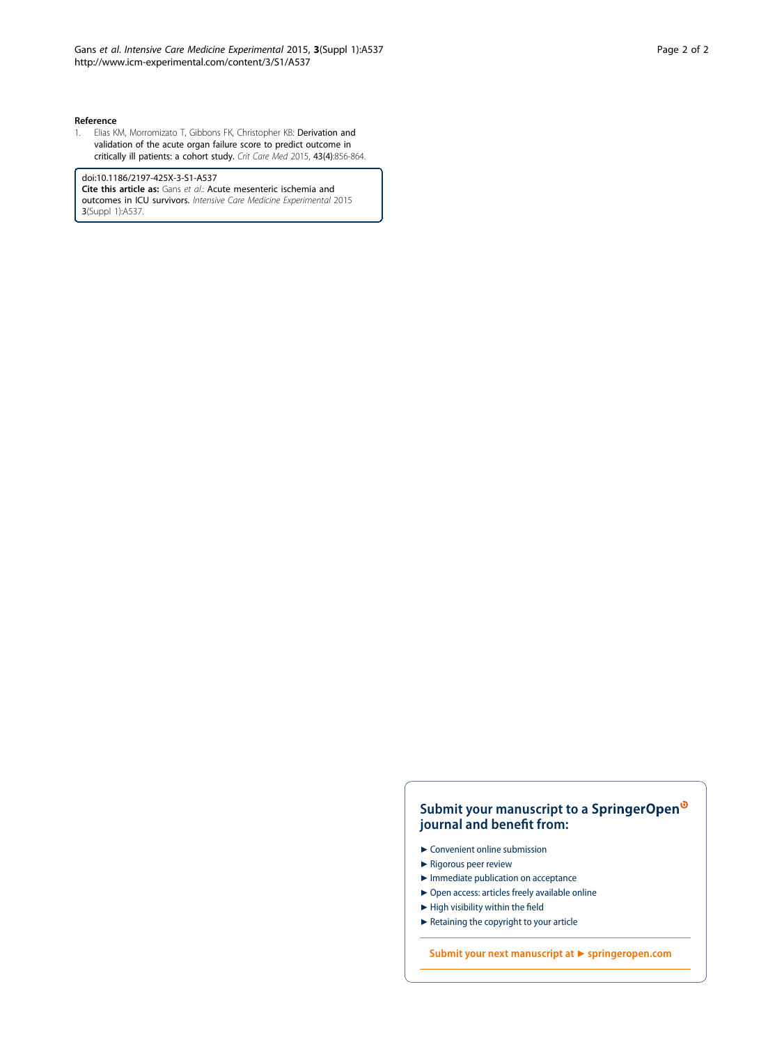### Reference

1. Elias KM, Morromizato T, Gibbons FK, Christopher KB: **Derivation and validation of the acute organ failure score to predict outcome in critically ill patients: a cohort study.** *Crit Care Med* 2015, **43(4)**:856-864.

doi:10.1186/2197-425X-3-S1-A537
**Cite this article as:** Gans *et al.*: Acute mesenteric ischemia and outcomes in ICU survivors. *Intensive Care Medicine Experimental* 2015 **3**(Suppl 1):A537.

**Submit your manuscript to a SpringerOpen journal and benefit from:**

- ► Convenient online submission
- ► Rigorous peer review
- ► Immediate publication on acceptance
- ► Open access: articles freely available online
- ► High visibility within the field
- ► Retaining the copyright to your article

**Submit your next manuscript at ► springeropen.com**